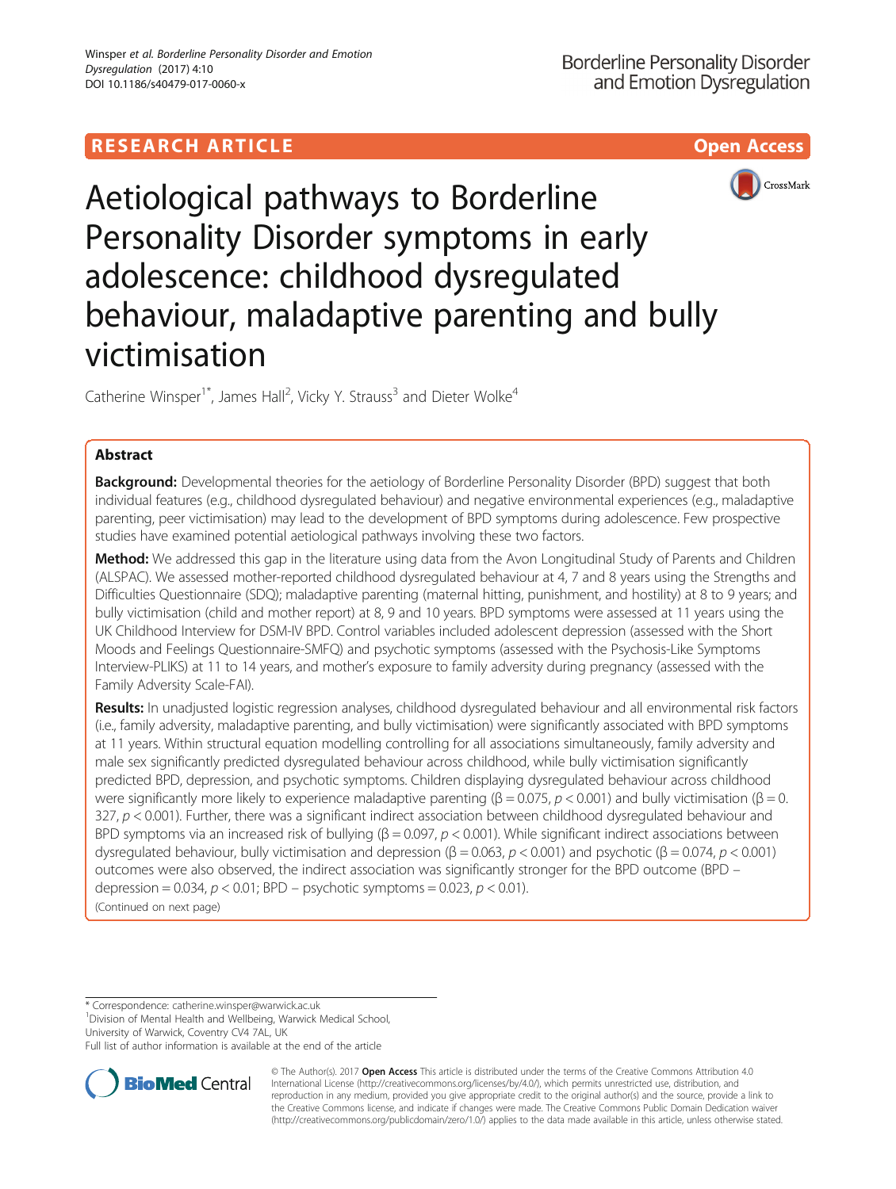RESEARCH ARTICLE

Open Access

# Aetiological pathways to Borderline Personality Disorder symptoms in early adolescence: childhood dysregulated behaviour, maladaptive parenting and bully victimisation

Catherine Winsper[1*], James Hall[2], Vicky Y. Strauss[3] and Dieter Wolke[4]

## Abstract

**Background:** Developmental theories for the aetiology of Borderline Personality Disorder (BPD) suggest that both individual features (e.g., childhood dysregulated behaviour) and negative environmental experiences (e.g., maladaptive parenting, peer victimisation) may lead to the development of BPD symptoms during adolescence. Few prospective studies have examined potential aetiological pathways involving these two factors.

**Method:** We addressed this gap in the literature using data from the Avon Longitudinal Study of Parents and Children (ALSPAC). We assessed mother-reported childhood dysregulated behaviour at 4, 7 and 8 years using the Strengths and Difficulties Questionnaire (SDQ); maladaptive parenting (maternal hitting, punishment, and hostility) at 8 to 9 years; and bully victimisation (child and mother report) at 8, 9 and 10 years. BPD symptoms were assessed at 11 years using the UK Childhood Interview for DSM-IV BPD. Control variables included adolescent depression (assessed with the Short Moods and Feelings Questionnaire-SMFQ) and psychotic symptoms (assessed with the Psychosis-Like Symptoms Interview-PLIKS) at 11 to 14 years, and mother's exposure to family adversity during pregnancy (assessed with the Family Adversity Scale-FAI).

**Results:** In unadjusted logistic regression analyses, childhood dysregulated behaviour and all environmental risk factors (i.e., family adversity, maladaptive parenting, and bully victimisation) were significantly associated with BPD symptoms at 11 years. Within structural equation modelling controlling for all associations simultaneously, family adversity and male sex significantly predicted dysregulated behaviour across childhood, while bully victimisation significantly predicted BPD, depression, and psychotic symptoms. Children displaying dysregulated behaviour across childhood were significantly more likely to experience maladaptive parenting ($\beta = 0.075$, $p < 0.001$) and bully victimisation ($\beta = 0.327$, $p < 0.001$). Further, there was a significant indirect association between childhood dysregulated behaviour and BPD symptoms via an increased risk of bullying ($\beta = 0.097$, $p < 0.001$). While significant indirect associations between dysregulated behaviour, bully victimisation and depression ($\beta = 0.063$, $p < 0.001$) and psychotic ($\beta = 0.074$, $p < 0.001$) outcomes were also observed, the indirect association was significantly stronger for the BPD outcome (BPD – depression = 0.034, $p < 0.01$; BPD – psychotic symptoms = 0.023, $p < 0.01$).

(Continued on next page)

---

\* Correspondence: catherine.winsper@warwick.ac.uk
[1]Division of Mental Health and Wellbeing, Warwick Medical School, University of Warwick, Coventry CV4 7AL, UK
Full list of author information is available at the end of the article

© The Author(s). 2017 **Open Access** This article is distributed under the terms of the Creative Commons Attribution 4.0 International License (http://creativecommons.org/licenses/by/4.0/), which permits unrestricted use, distribution, and reproduction in any medium, provided you give appropriate credit to the original author(s) and the source, provide a link to the Creative Commons license, and indicate if changes were made. The Creative Commons Public Domain Dedication waiver (http://creativecommons.org/publicdomain/zero/1.0/) applies to the data made available in this article, unless otherwise stated.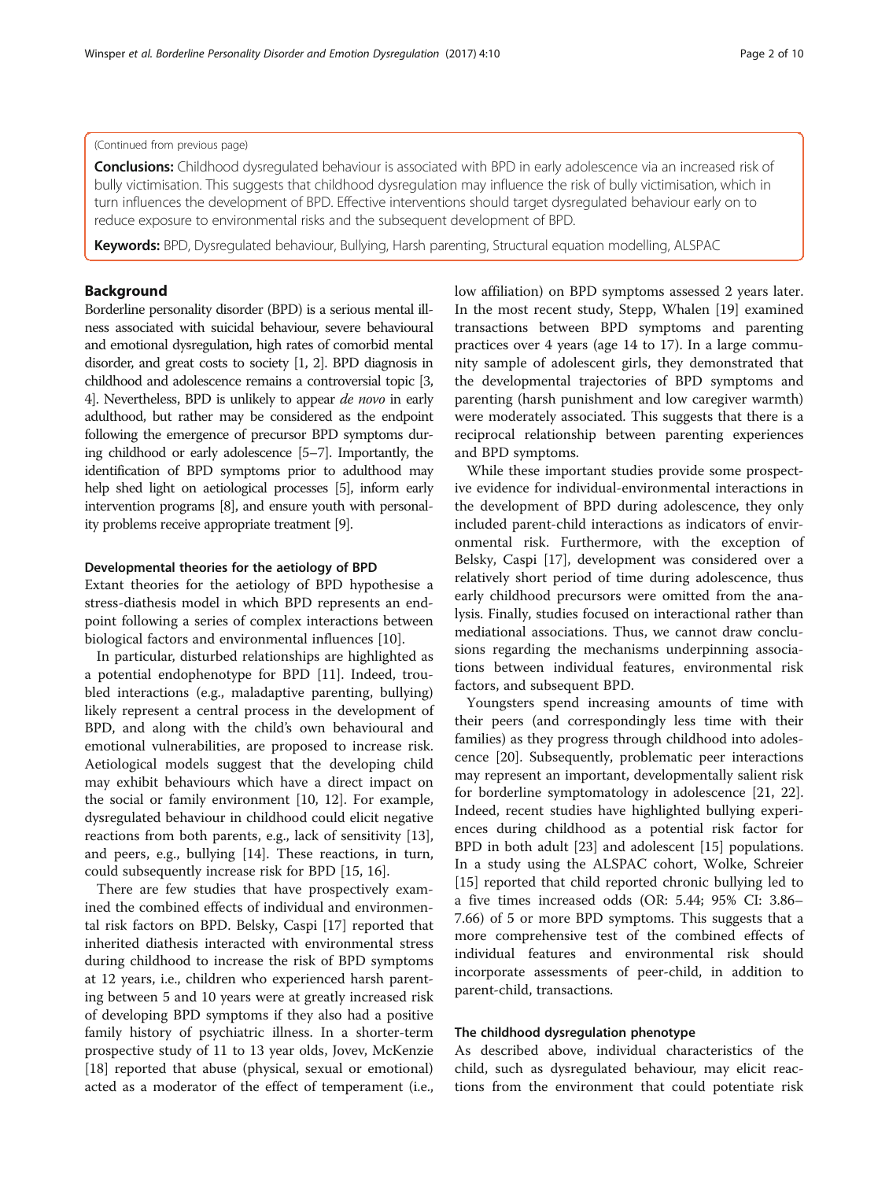(Continued from previous page)

**Conclusions:** Childhood dysregulated behaviour is associated with BPD in early adolescence via an increased risk of bully victimisation. This suggests that childhood dysregulation may influence the risk of bully victimisation, which in turn influences the development of BPD. Effective interventions should target dysregulated behaviour early on to reduce exposure to environmental risks and the subsequent development of BPD.

**Keywords:** BPD, Dysregulated behaviour, Bullying, Harsh parenting, Structural equation modelling, ALSPAC

## Background

Borderline personality disorder (BPD) is a serious mental illness associated with suicidal behaviour, severe behavioural and emotional dysregulation, high rates of comorbid mental disorder, and great costs to society [1, 2]. BPD diagnosis in childhood and adolescence remains a controversial topic [3, 4]. Nevertheless, BPD is unlikely to appear *de novo* in early adulthood, but rather may be considered as the endpoint following the emergence of precursor BPD symptoms during childhood or early adolescence [5–7]. Importantly, the identification of BPD symptoms prior to adulthood may help shed light on aetiological processes [5], inform early intervention programs [8], and ensure youth with personality problems receive appropriate treatment [9].

### Developmental theories for the aetiology of BPD

Extant theories for the aetiology of BPD hypothesise a stress-diathesis model in which BPD represents an endpoint following a series of complex interactions between biological factors and environmental influences [10].

In particular, disturbed relationships are highlighted as a potential endophenotype for BPD [11]. Indeed, troubled interactions (e.g., maladaptive parenting, bullying) likely represent a central process in the development of BPD, and along with the child's own behavioural and emotional vulnerabilities, are proposed to increase risk. Aetiological models suggest that the developing child may exhibit behaviours which have a direct impact on the social or family environment [10, 12]. For example, dysregulated behaviour in childhood could elicit negative reactions from both parents, e.g., lack of sensitivity [13], and peers, e.g., bullying [14]. These reactions, in turn, could subsequently increase risk for BPD [15, 16].

There are few studies that have prospectively examined the combined effects of individual and environmental risk factors on BPD. Belsky, Caspi [17] reported that inherited diathesis interacted with environmental stress during childhood to increase the risk of BPD symptoms at 12 years, i.e., children who experienced harsh parenting between 5 and 10 years were at greatly increased risk of developing BPD symptoms if they also had a positive family history of psychiatric illness. In a shorter-term prospective study of 11 to 13 year olds, Jovev, McKenzie [18] reported that abuse (physical, sexual or emotional) acted as a moderator of the effect of temperament (i.e., low affiliation) on BPD symptoms assessed 2 years later. In the most recent study, Stepp, Whalen [19] examined transactions between BPD symptoms and parenting practices over 4 years (age 14 to 17). In a large community sample of adolescent girls, they demonstrated that the developmental trajectories of BPD symptoms and parenting (harsh punishment and low caregiver warmth) were moderately associated. This suggests that there is a reciprocal relationship between parenting experiences and BPD symptoms.

While these important studies provide some prospective evidence for individual-environmental interactions in the development of BPD during adolescence, they only included parent-child interactions as indicators of environmental risk. Furthermore, with the exception of Belsky, Caspi [17], development was considered over a relatively short period of time during adolescence, thus early childhood precursors were omitted from the analysis. Finally, studies focused on interactional rather than mediational associations. Thus, we cannot draw conclusions regarding the mechanisms underpinning associations between individual features, environmental risk factors, and subsequent BPD.

Youngsters spend increasing amounts of time with their peers (and correspondingly less time with their families) as they progress through childhood into adolescence [20]. Subsequently, problematic peer interactions may represent an important, developmentally salient risk for borderline symptomatology in adolescence [21, 22]. Indeed, recent studies have highlighted bullying experiences during childhood as a potential risk factor for BPD in both adult [23] and adolescent [15] populations. In a study using the ALSPAC cohort, Wolke, Schreier [15] reported that child reported chronic bullying led to a five times increased odds (OR: 5.44; 95% CI: 3.86–7.66) of 5 or more BPD symptoms. This suggests that a more comprehensive test of the combined effects of individual features and environmental risk should incorporate assessments of peer-child, in addition to parent-child, transactions.

### The childhood dysregulation phenotype

As described above, individual characteristics of the child, such as dysregulated behaviour, may elicit reactions from the environment that could potentiate risk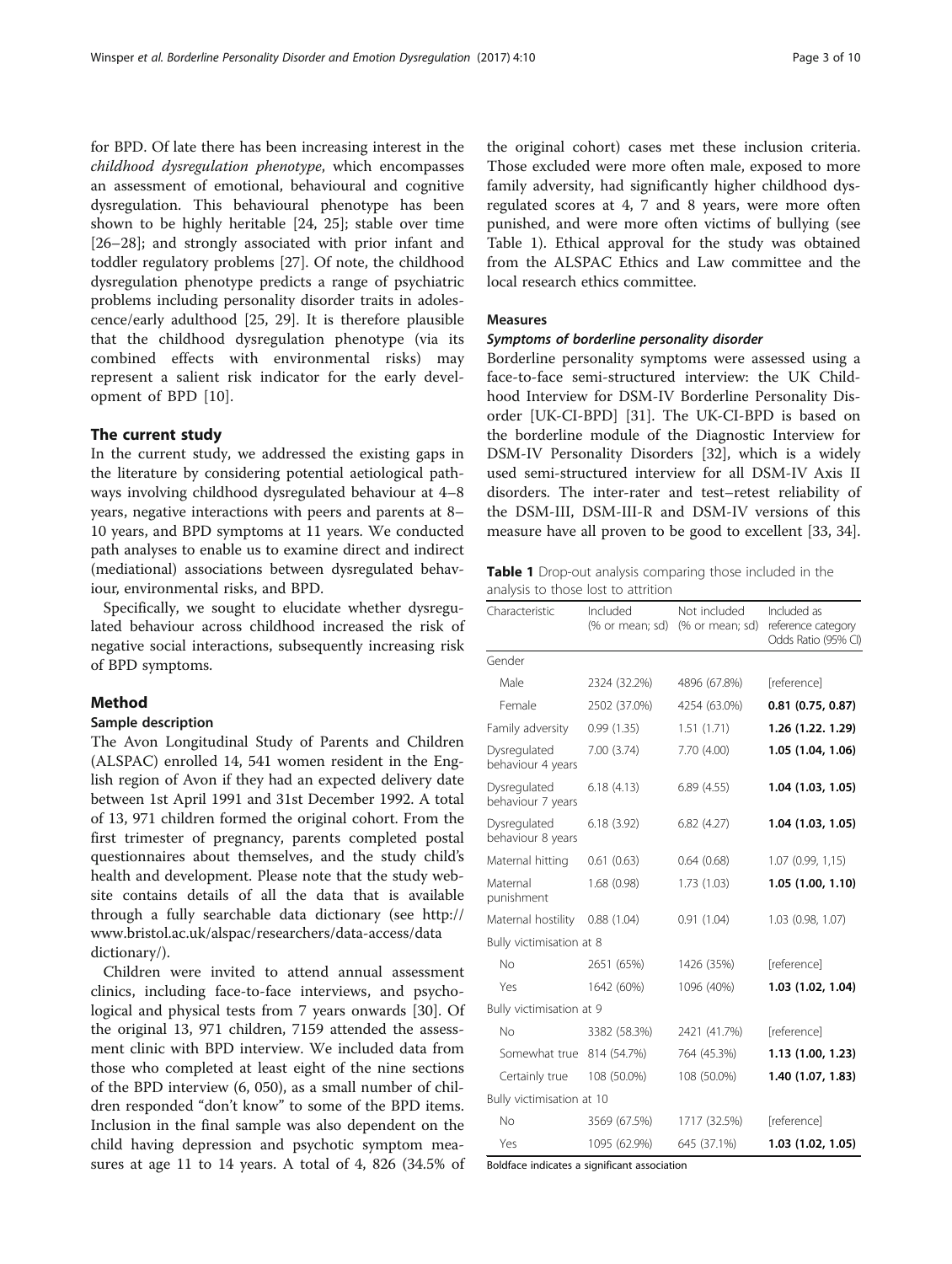for BPD. Of late there has been increasing interest in the *childhood dysregulation phenotype*, which encompasses an assessment of emotional, behavioural and cognitive dysregulation. This behavioural phenotype has been shown to be highly heritable [24, 25]; stable over time [26–28]; and strongly associated with prior infant and toddler regulatory problems [27]. Of note, the childhood dysregulation phenotype predicts a range of psychiatric problems including personality disorder traits in adolescence/early adulthood [25, 29]. It is therefore plausible that the childhood dysregulation phenotype (via its combined effects with environmental risks) may represent a salient risk indicator for the early development of BPD [10].

## The current study

In the current study, we addressed the existing gaps in the literature by considering potential aetiological pathways involving childhood dysregulated behaviour at 4–8 years, negative interactions with peers and parents at 8–10 years, and BPD symptoms at 11 years. We conducted path analyses to enable us to examine direct and indirect (mediational) associations between dysregulated behaviour, environmental risks, and BPD.

Specifically, we sought to elucidate whether dysregulated behaviour across childhood increased the risk of negative social interactions, subsequently increasing risk of BPD symptoms.

## Method

### Sample description

The Avon Longitudinal Study of Parents and Children (ALSPAC) enrolled 14, 541 women resident in the English region of Avon if they had an expected delivery date between 1st April 1991 and 31st December 1992. A total of 13, 971 children formed the original cohort. From the first trimester of pregnancy, parents completed postal questionnaires about themselves, and the study child's health and development. Please note that the study website contains details of all the data that is available through a fully searchable data dictionary (see http://www.bristol.ac.uk/alspac/researchers/data-access/data dictionary/).

Children were invited to attend annual assessment clinics, including face-to-face interviews, and psychological and physical tests from 7 years onwards [30]. Of the original 13, 971 children, 7159 attended the assessment clinic with BPD interview. We included data from those who completed at least eight of the nine sections of the BPD interview (6, 050), as a small number of children responded "don't know" to some of the BPD items. Inclusion in the final sample was also dependent on the child having depression and psychotic symptom measures at age 11 to 14 years. A total of 4, 826 (34.5% of the original cohort) cases met these inclusion criteria. Those excluded were more often male, exposed to more family adversity, had significantly higher childhood dysregulated scores at 4, 7 and 8 years, were more often punished, and were more often victims of bullying (see Table 1). Ethical approval for the study was obtained from the ALSPAC Ethics and Law committee and the local research ethics committee.

### Measures

#### *Symptoms of borderline personality disorder*

Borderline personality symptoms were assessed using a face-to-face semi-structured interview: the UK Childhood Interview for DSM-IV Borderline Personality Disorder [UK-CI-BPD] [31]. The UK-CI-BPD is based on the borderline module of the Diagnostic Interview for DSM-IV Personality Disorders [32], which is a widely used semi-structured interview for all DSM-IV Axis II disorders. The inter-rater and test–retest reliability of the DSM-III, DSM-III-R and DSM-IV versions of this measure have all proven to be good to excellent [33, 34].

**Table 1** Drop-out analysis comparing those included in the analysis to those lost to attrition

| Characteristic | Included (% or mean; sd) | Not included (% or mean; sd) | Included as reference category Odds Ratio (95% CI) |
|---|---|---|---|
| Gender | | | |
| Male | 2324 (32.2%) | 4896 (67.8%) | [reference] |
| Female | 2502 (37.0%) | 4254 (63.0%) | **0.81 (0.75, 0.87)** |
| Family adversity | 0.99 (1.35) | 1.51 (1.71) | **1.26 (1.22. 1.29)** |
| Dysregulated behaviour 4 years | 7.00 (3.74) | 7.70 (4.00) | **1.05 (1.04, 1.06)** |
| Dysregulated behaviour 7 years | 6.18 (4.13) | 6.89 (4.55) | **1.04 (1.03, 1.05)** |
| Dysregulated behaviour 8 years | 6.18 (3.92) | 6.82 (4.27) | **1.04 (1.03, 1.05)** |
| Maternal hitting | 0.61 (0.63) | 0.64 (0.68) | 1.07 (0.99, 1,15) |
| Maternal punishment | 1.68 (0.98) | 1.73 (1.03) | **1.05 (1.00, 1.10)** |
| Maternal hostility | 0.88 (1.04) | 0.91 (1.04) | 1.03 (0.98, 1.07) |
| Bully victimisation at 8 | | | |
| No | 2651 (65%) | 1426 (35%) | [reference] |
| Yes | 1642 (60%) | 1096 (40%) | **1.03 (1.02, 1.04)** |
| Bully victimisation at 9 | | | |
| No | 3382 (58.3%) | 2421 (41.7%) | [reference] |
| Somewhat true | 814 (54.7%) | 764 (45.3%) | **1.13 (1.00, 1.23)** |
| Certainly true | 108 (50.0%) | 108 (50.0%) | **1.40 (1.07, 1.83)** |
| Bully victimisation at 10 | | | |
| No | 3569 (67.5%) | 1717 (32.5%) | [reference] |
| Yes | 1095 (62.9%) | 645 (37.1%) | **1.03 (1.02, 1.05)** |

Boldface indicates a significant association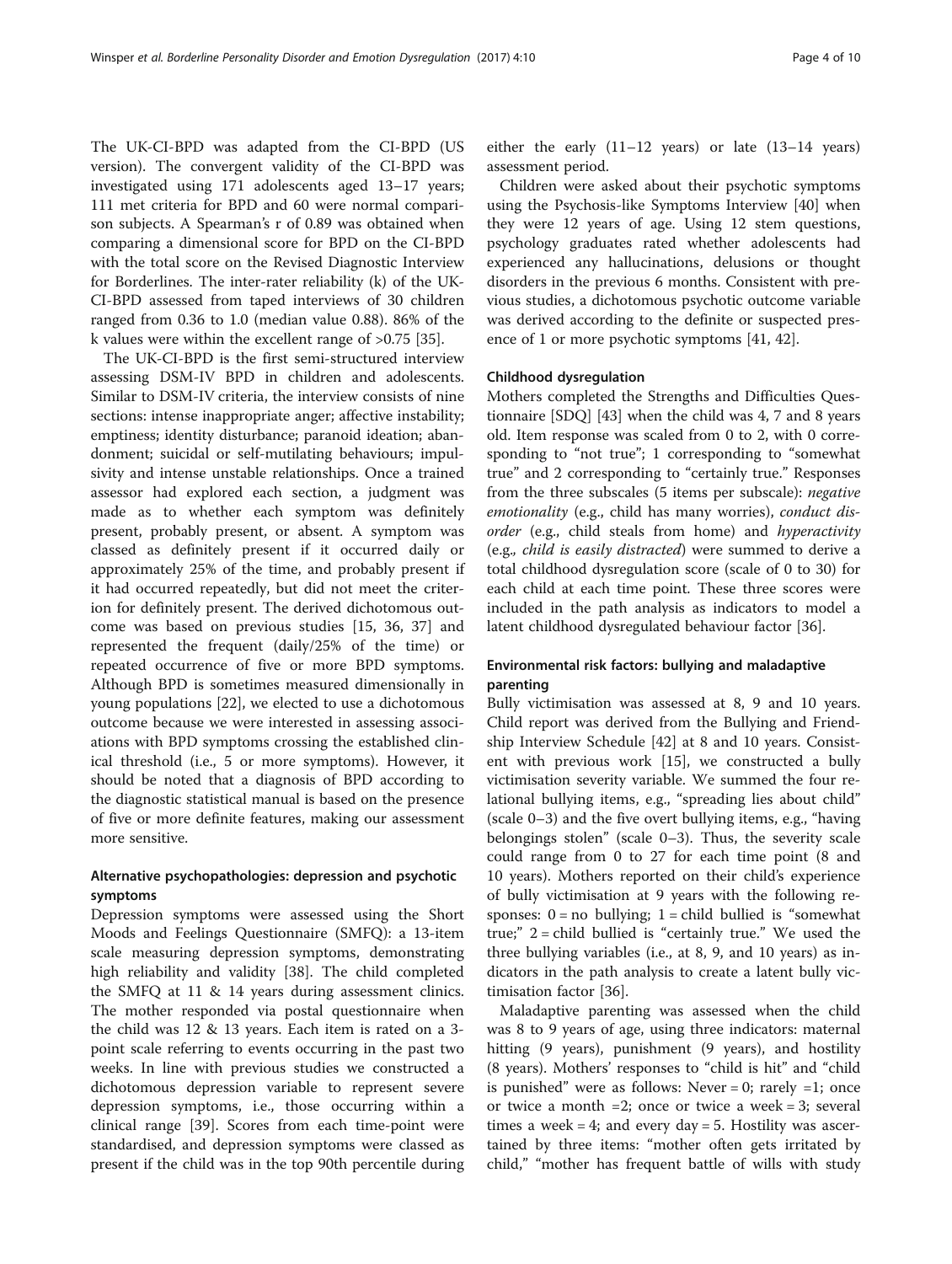The UK-CI-BPD was adapted from the CI-BPD (US version). The convergent validity of the CI-BPD was investigated using 171 adolescents aged 13–17 years; 111 met criteria for BPD and 60 were normal comparison subjects. A Spearman's r of 0.89 was obtained when comparing a dimensional score for BPD on the CI-BPD with the total score on the Revised Diagnostic Interview for Borderlines. The inter-rater reliability (k) of the UK-CI-BPD assessed from taped interviews of 30 children ranged from 0.36 to 1.0 (median value 0.88). 86% of the k values were within the excellent range of >0.75 [35].

The UK-CI-BPD is the first semi-structured interview assessing DSM-IV BPD in children and adolescents. Similar to DSM-IV criteria, the interview consists of nine sections: intense inappropriate anger; affective instability; emptiness; identity disturbance; paranoid ideation; abandonment; suicidal or self-mutilating behaviours; impulsivity and intense unstable relationships. Once a trained assessor had explored each section, a judgment was made as to whether each symptom was definitely present, probably present, or absent. A symptom was classed as definitely present if it occurred daily or approximately 25% of the time, and probably present if it had occurred repeatedly, but did not meet the criterion for definitely present. The derived dichotomous outcome was based on previous studies [15, 36, 37] and represented the frequent (daily/25% of the time) or repeated occurrence of five or more BPD symptoms. Although BPD is sometimes measured dimensionally in young populations [22], we elected to use a dichotomous outcome because we were interested in assessing associations with BPD symptoms crossing the established clinical threshold (i.e., 5 or more symptoms). However, it should be noted that a diagnosis of BPD according to the diagnostic statistical manual is based on the presence of five or more definite features, making our assessment more sensitive.

### Alternative psychopathologies: depression and psychotic symptoms

Depression symptoms were assessed using the Short Moods and Feelings Questionnaire (SMFQ): a 13-item scale measuring depression symptoms, demonstrating high reliability and validity [38]. The child completed the SMFQ at 11 & 14 years during assessment clinics. The mother responded via postal questionnaire when the child was 12 & 13 years. Each item is rated on a 3-point scale referring to events occurring in the past two weeks. In line with previous studies we constructed a dichotomous depression variable to represent severe depression symptoms, i.e., those occurring within a clinical range [39]. Scores from each time-point were standardised, and depression symptoms were classed as present if the child was in the top 90th percentile during either the early (11–12 years) or late (13–14 years) assessment period.

Children were asked about their psychotic symptoms using the Psychosis-like Symptoms Interview [40] when they were 12 years of age. Using 12 stem questions, psychology graduates rated whether adolescents had experienced any hallucinations, delusions or thought disorders in the previous 6 months. Consistent with previous studies, a dichotomous psychotic outcome variable was derived according to the definite or suspected presence of 1 or more psychotic symptoms [41, 42].

### Childhood dysregulation

Mothers completed the Strengths and Difficulties Questionnaire [SDQ] [43] when the child was 4, 7 and 8 years old. Item response was scaled from 0 to 2, with 0 corresponding to "not true"; 1 corresponding to "somewhat true" and 2 corresponding to "certainly true." Responses from the three subscales (5 items per subscale): *negative emotionality* (e.g., child has many worries), *conduct disorder* (e.g., child steals from home) and *hyperactivity* (e.g., *child is easily distracted*) were summed to derive a total childhood dysregulation score (scale of 0 to 30) for each child at each time point. These three scores were included in the path analysis as indicators to model a latent childhood dysregulated behaviour factor [36].

### Environmental risk factors: bullying and maladaptive parenting

Bully victimisation was assessed at 8, 9 and 10 years. Child report was derived from the Bullying and Friendship Interview Schedule [42] at 8 and 10 years. Consistent with previous work [15], we constructed a bully victimisation severity variable. We summed the four relational bullying items, e.g., "spreading lies about child" (scale 0–3) and the five overt bullying items, e.g., "having belongings stolen" (scale 0–3). Thus, the severity scale could range from 0 to 27 for each time point (8 and 10 years). Mothers reported on their child's experience of bully victimisation at 9 years with the following responses: 0 = no bullying; 1 = child bullied is "somewhat true;" 2 = child bullied is "certainly true." We used the three bullying variables (i.e., at 8, 9, and 10 years) as indicators in the path analysis to create a latent bully victimisation factor [36].

Maladaptive parenting was assessed when the child was 8 to 9 years of age, using three indicators: maternal hitting (9 years), punishment (9 years), and hostility (8 years). Mothers' responses to "child is hit" and "child is punished" were as follows: Never = 0; rarely =1; once or twice a month =2; once or twice a week = 3; several times a week = 4; and every day = 5. Hostility was ascertained by three items: "mother often gets irritated by child," "mother has frequent battle of wills with study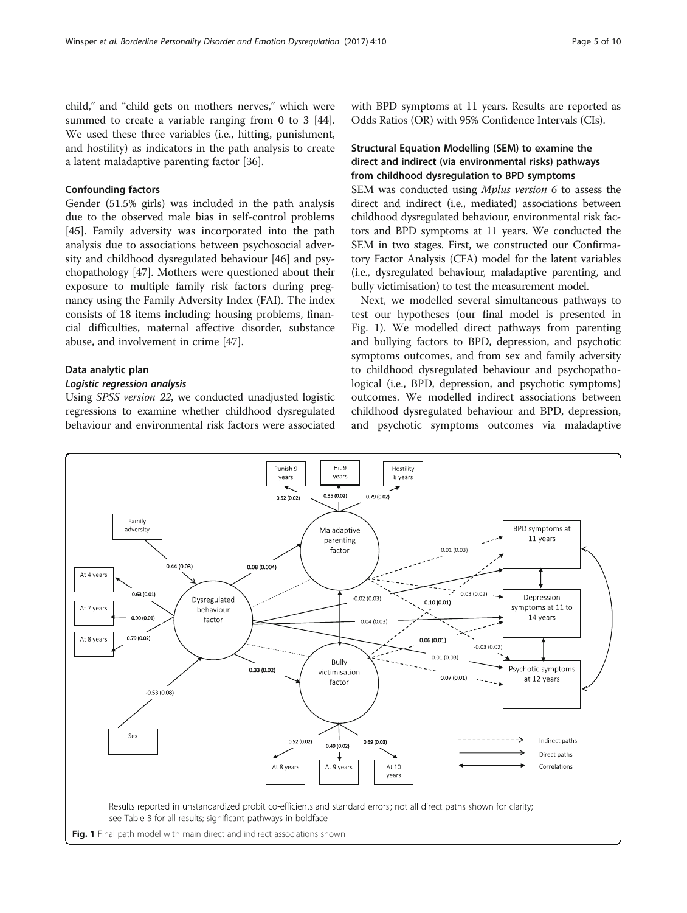child," and "child gets on mothers nerves," which were summed to create a variable ranging from 0 to 3 [44]. We used these three variables (i.e., hitting, punishment, and hostility) as indicators in the path analysis to create a latent maladaptive parenting factor [36].

### Confounding factors

Gender (51.5% girls) was included in the path analysis due to the observed male bias in self-control problems [45]. Family adversity was incorporated into the path analysis due to associations between psychosocial adversity and childhood dysregulated behaviour [46] and psychopathology [47]. Mothers were questioned about their exposure to multiple family risk factors during pregnancy using the Family Adversity Index (FAI). The index consists of 18 items including: housing problems, financial difficulties, maternal affective disorder, substance abuse, and involvement in crime [47].

### Data analytic plan

#### *Logistic regression analysis*

Using *SPSS version 22*, we conducted unadjusted logistic regressions to examine whether childhood dysregulated behaviour and environmental risk factors were associated with BPD symptoms at 11 years. Results are reported as Odds Ratios (OR) with 95% Confidence Intervals (CIs).

### Structural Equation Modelling (SEM) to examine the direct and indirect (via environmental risks) pathways from childhood dysregulation to BPD symptoms

SEM was conducted using *Mplus version 6* to assess the direct and indirect (i.e., mediated) associations between childhood dysregulated behaviour, environmental risk factors and BPD symptoms at 11 years. We conducted the SEM in two stages. First, we constructed our Confirmatory Factor Analysis (CFA) model for the latent variables (i.e., dysregulated behaviour, maladaptive parenting, and bully victimisation) to test the measurement model.

Next, we modelled several simultaneous pathways to test our hypotheses (our final model is presented in Fig. 1). We modelled direct pathways from parenting and bullying factors to BPD, depression, and psychotic symptoms outcomes, and from sex and family adversity to childhood dysregulated behaviour and psychopathological (i.e., BPD, depression, and psychotic symptoms) outcomes. We modelled indirect associations between childhood dysregulated behaviour and BPD, depression, and psychotic symptoms outcomes via maladaptive

Results reported in unstandardized probit co-efficients and standard errors; not all direct paths shown for clarity; see Table 3 for all results; significant pathways in boldface

**Fig. 1** Final path model with main direct and indirect associations shown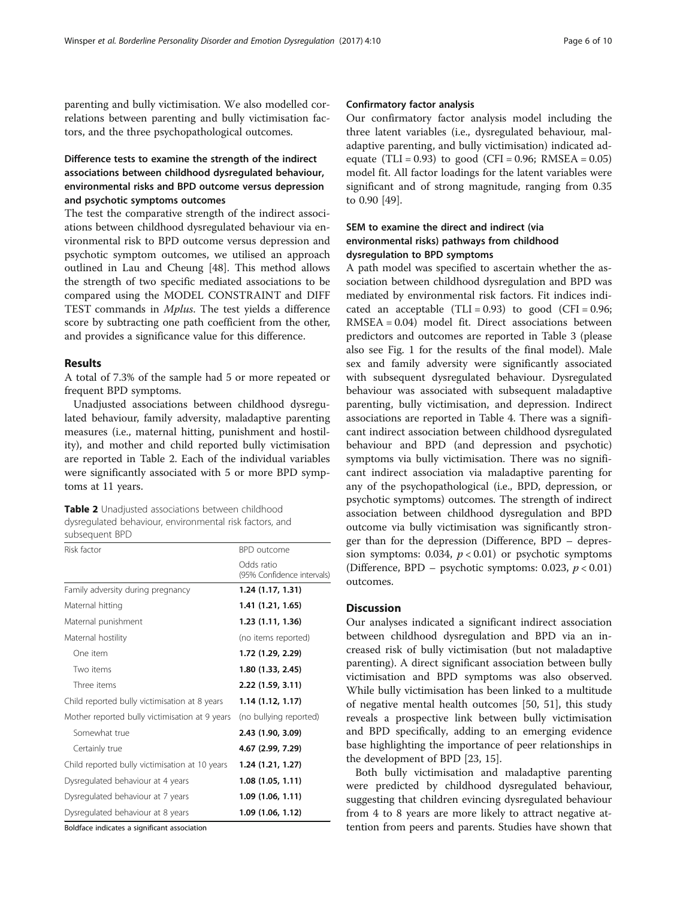parenting and bully victimisation. We also modelled correlations between parenting and bully victimisation factors, and the three psychopathological outcomes.

### Difference tests to examine the strength of the indirect associations between childhood dysregulated behaviour, environmental risks and BPD outcome versus depression and psychotic symptoms outcomes

The test the comparative strength of the indirect associations between childhood dysregulated behaviour via environmental risk to BPD outcome versus depression and psychotic symptom outcomes, we utilised an approach outlined in Lau and Cheung [48]. This method allows the strength of two specific mediated associations to be compared using the MODEL CONSTRAINT and DIFF TEST commands in *Mplus*. The test yields a difference score by subtracting one path coefficient from the other, and provides a significance value for this difference.

## Results

A total of 7.3% of the sample had 5 or more repeated or frequent BPD symptoms.

Unadjusted associations between childhood dysregulated behaviour, family adversity, maladaptive parenting measures (i.e., maternal hitting, punishment and hostility), and mother and child reported bully victimisation are reported in Table 2. Each of the individual variables were significantly associated with 5 or more BPD symptoms at 11 years.

**Table 2** Unadjusted associations between childhood dysregulated behaviour, environmental risk factors, and subsequent BPD

| Risk factor | BPD outcome |
|---|---|
| | Odds ratio (95% Confidence intervals) |
| Family adversity during pregnancy | **1.24 (1.17, 1.31)** |
| Maternal hitting | **1.41 (1.21, 1.65)** |
| Maternal punishment | **1.23 (1.11, 1.36)** |
| Maternal hostility | (no items reported) |
| One item | **1.72 (1.29, 2.29)** |
| Two items | **1.80 (1.33, 2.45)** |
| Three items | **2.22 (1.59, 3.11)** |
| Child reported bully victimisation at 8 years | **1.14 (1.12, 1.17)** |
| Mother reported bully victimisation at 9 years | (no bullying reported) |
| Somewhat true | **2.43 (1.90, 3.09)** |
| Certainly true | **4.67 (2.99, 7.29)** |
| Child reported bully victimisation at 10 years | **1.24 (1.21, 1.27)** |
| Dysregulated behaviour at 4 years | **1.08 (1.05, 1.11)** |
| Dysregulated behaviour at 7 years | **1.09 (1.06, 1.11)** |
| Dysregulated behaviour at 8 years | **1.09 (1.06, 1.12)** |

Boldface indicates a significant association

### Confirmatory factor analysis

Our confirmatory factor analysis model including the three latent variables (i.e., dysregulated behaviour, maladaptive parenting, and bully victimisation) indicated adequate (TLI = 0.93) to good (CFI = 0.96; RMSEA = 0.05) model fit. All factor loadings for the latent variables were significant and of strong magnitude, ranging from 0.35 to 0.90 [49].

### SEM to examine the direct and indirect (via environmental risks) pathways from childhood dysregulation to BPD symptoms

A path model was specified to ascertain whether the association between childhood dysregulation and BPD was mediated by environmental risk factors. Fit indices indicated an acceptable (TLI = 0.93) to good (CFI = 0.96; RMSEA = 0.04) model fit. Direct associations between predictors and outcomes are reported in Table 3 (please also see Fig. 1 for the results of the final model). Male sex and family adversity were significantly associated with subsequent dysregulated behaviour. Dysregulated behaviour was associated with subsequent maladaptive parenting, bully victimisation, and depression. Indirect associations are reported in Table 4. There was a significant indirect association between childhood dysregulated behaviour and BPD (and depression and psychotic) symptoms via bully victimisation. There was no significant indirect association via maladaptive parenting for any of the psychopathological (i.e., BPD, depression, or psychotic symptoms) outcomes. The strength of indirect association between childhood dysregulation and BPD outcome via bully victimisation was significantly stronger than for the depression (Difference, BPD – depression symptoms: 0.034, $p < 0.01$) or psychotic symptoms (Difference, BPD – psychotic symptoms: 0.023, $p < 0.01$) outcomes.

## Discussion

Our analyses indicated a significant indirect association between childhood dysregulation and BPD via an increased risk of bully victimisation (but not maladaptive parenting). A direct significant association between bully victimisation and BPD symptoms was also observed. While bully victimisation has been linked to a multitude of negative mental health outcomes [50, 51], this study reveals a prospective link between bully victimisation and BPD specifically, adding to an emerging evidence base highlighting the importance of peer relationships in the development of BPD [23, 15].

Both bully victimisation and maladaptive parenting were predicted by childhood dysregulated behaviour, suggesting that children evincing dysregulated behaviour from 4 to 8 years are more likely to attract negative attention from peers and parents. Studies have shown that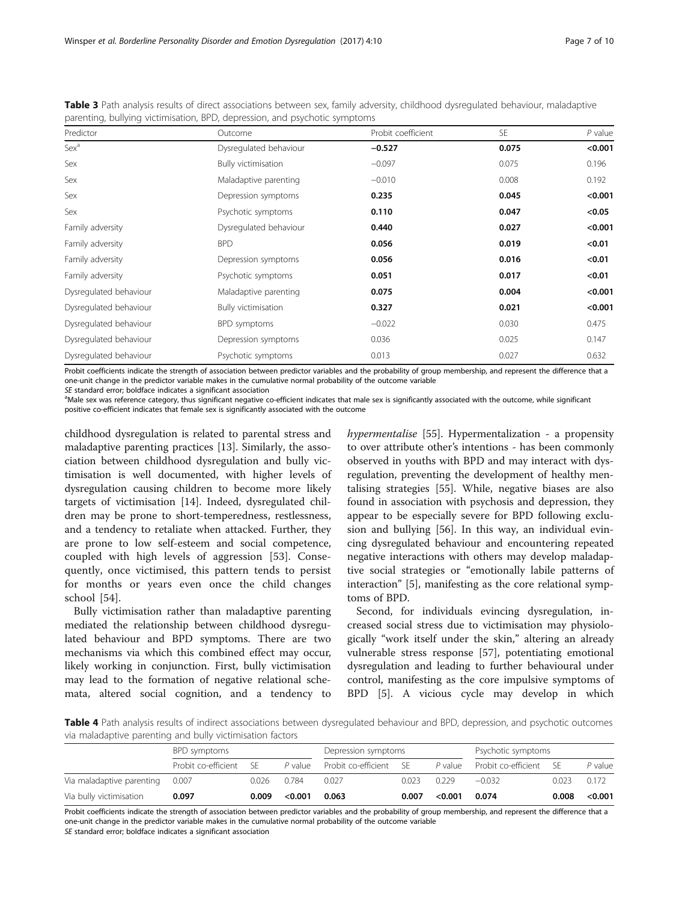**Table 3** Path analysis results of direct associations between sex, family adversity, childhood dysregulated behaviour, maladaptive parenting, bullying victimisation, BPD, depression, and psychotic symptoms

| Predictor | Outcome | Probit coefficient | SE | P value |
|---|---|---|---|---|
| Sex[a] | Dysregulated behaviour | **−0.527** | **0.075** | **<0.001** |
| Sex | Bully victimisation | −0.097 | 0.075 | 0.196 |
| Sex | Maladaptive parenting | −0.010 | 0.008 | 0.192 |
| Sex | Depression symptoms | **0.235** | **0.045** | **<0.001** |
| Sex | Psychotic symptoms | **0.110** | **0.047** | **<0.05** |
| Family adversity | Dysregulated behaviour | **0.440** | **0.027** | **<0.001** |
| Family adversity | BPD | **0.056** | **0.019** | **<0.01** |
| Family adversity | Depression symptoms | **0.056** | **0.016** | **<0.01** |
| Family adversity | Psychotic symptoms | **0.051** | **0.017** | **<0.01** |
| Dysregulated behaviour | Maladaptive parenting | **0.075** | **0.004** | **<0.001** |
| Dysregulated behaviour | Bully victimisation | **0.327** | **0.021** | **<0.001** |
| Dysregulated behaviour | BPD symptoms | −0.022 | 0.030 | 0.475 |
| Dysregulated behaviour | Depression symptoms | 0.036 | 0.025 | 0.147 |
| Dysregulated behaviour | Psychotic symptoms | 0.013 | 0.027 | 0.632 |

Probit coefficients indicate the strength of association between predictor variables and the probability of group membership, and represent the difference that a one-unit change in the predictor variable makes in the cumulative normal probability of the outcome variable

*SE* standard error; boldface indicates a significant association

[a]Male sex was reference category, thus significant negative co-efficient indicates that male sex is significantly associated with the outcome, while significant positive co-efficient indicates that female sex is significantly associated with the outcome

childhood dysregulation is related to parental stress and maladaptive parenting practices [13]. Similarly, the association between childhood dysregulation and bully victimisation is well documented, with higher levels of dysregulation causing children to become more likely targets of victimisation [14]. Indeed, dysregulated children may be prone to short-temperedness, restlessness, and a tendency to retaliate when attacked. Further, they are prone to low self-esteem and social competence, coupled with high levels of aggression [53]. Consequently, once victimised, this pattern tends to persist for months or years even once the child changes school [54].

Bully victimisation rather than maladaptive parenting mediated the relationship between childhood dysregulated behaviour and BPD symptoms. There are two mechanisms via which this combined effect may occur, likely working in conjunction. First, bully victimisation may lead to the formation of negative relational schemata, altered social cognition, and a tendency to *hypermentalise* [55]. Hypermentalization - a propensity to over attribute other's intentions - has been commonly observed in youths with BPD and may interact with dysregulation, preventing the development of healthy mentalising strategies [55]. While, negative biases are also found in association with psychosis and depression, they appear to be especially severe for BPD following exclusion and bullying [56]. In this way, an individual evincing dysregulated behaviour and encountering repeated negative interactions with others may develop maladaptive social strategies or "emotionally labile patterns of interaction" [5], manifesting as the core relational symptoms of BPD.

Second, for individuals evincing dysregulation, increased social stress due to victimisation may physiologically "work itself under the skin," altering an already vulnerable stress response [57], potentiating emotional dysregulation and leading to further behavioural under control, manifesting as the core impulsive symptoms of BPD [5]. A vicious cycle may develop in which

**Table 4** Path analysis results of indirect associations between dysregulated behaviour and BPD, depression, and psychotic outcomes via maladaptive parenting and bully victimisation factors

| | BPD symptoms | | | Depression symptoms | | | Psychotic symptoms | | |
|---|---|---|---|---|---|---|---|---|---|
| | Probit co-efficient | SE | P value | Probit co-efficient | SE | P value | Probit co-efficient | SE | P value |
| Via maladaptive parenting | 0.007 | 0.026 | 0.784 | 0.027 | 0.023 | 0.229 | −0.032 | 0.023 | 0.172 |
| Via bully victimisation | **0.097** | **0.009** | **<0.001** | **0.063** | **0.007** | **<0.001** | **0.074** | **0.008** | **<0.001** |

Probit coefficients indicate the strength of association between predictor variables and the probability of group membership, and represent the difference that a one-unit change in the predictor variable makes in the cumulative normal probability of the outcome variable

*SE* standard error; boldface indicates a significant association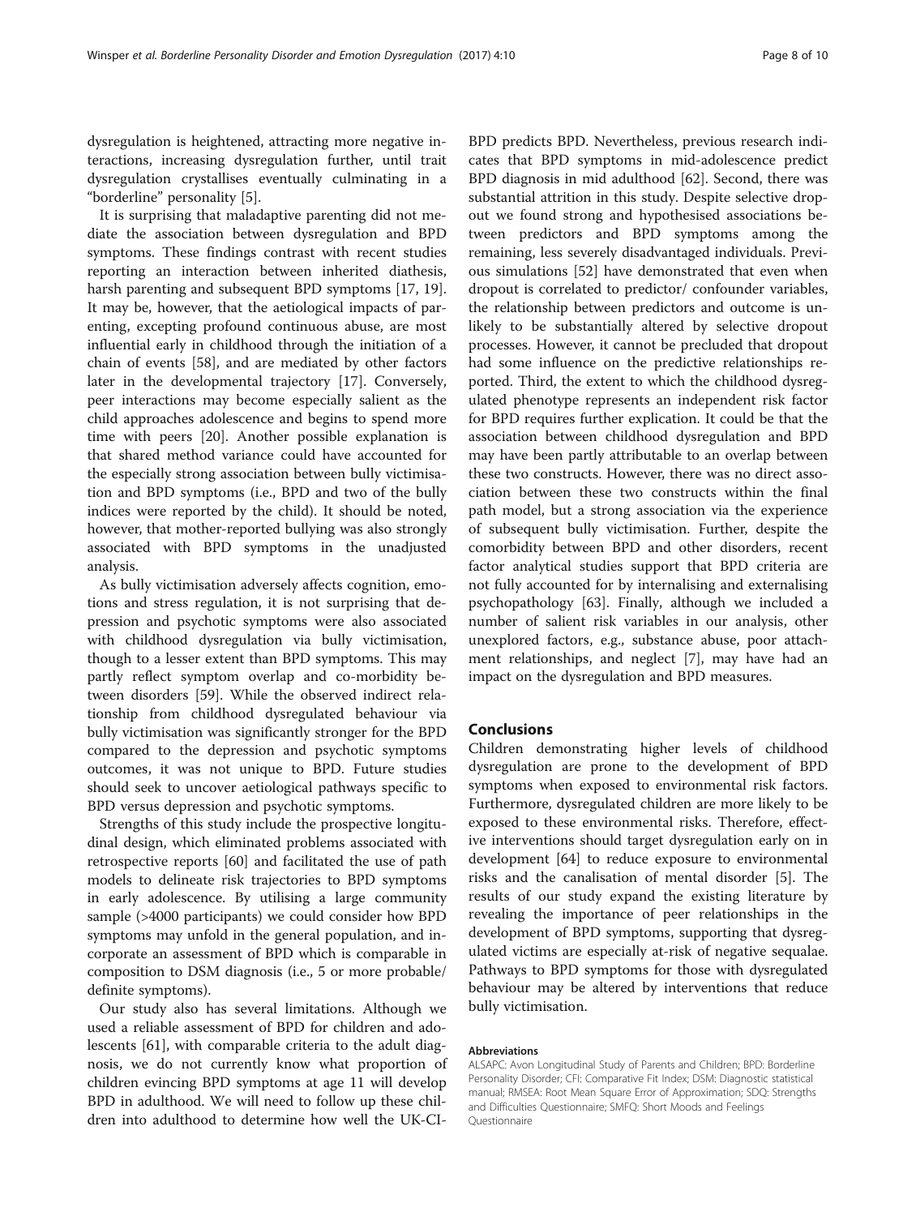dysregulation is heightened, attracting more negative interactions, increasing dysregulation further, until trait dysregulation crystallises eventually culminating in a "borderline" personality [5].

It is surprising that maladaptive parenting did not mediate the association between dysregulation and BPD symptoms. These findings contrast with recent studies reporting an interaction between inherited diathesis, harsh parenting and subsequent BPD symptoms [17, 19]. It may be, however, that the aetiological impacts of parenting, excepting profound continuous abuse, are most influential early in childhood through the initiation of a chain of events [58], and are mediated by other factors later in the developmental trajectory [17]. Conversely, peer interactions may become especially salient as the child approaches adolescence and begins to spend more time with peers [20]. Another possible explanation is that shared method variance could have accounted for the especially strong association between bully victimisation and BPD symptoms (i.e., BPD and two of the bully indices were reported by the child). It should be noted, however, that mother-reported bullying was also strongly associated with BPD symptoms in the unadjusted analysis.

As bully victimisation adversely affects cognition, emotions and stress regulation, it is not surprising that depression and psychotic symptoms were also associated with childhood dysregulation via bully victimisation, though to a lesser extent than BPD symptoms. This may partly reflect symptom overlap and co-morbidity between disorders [59]. While the observed indirect relationship from childhood dysregulated behaviour via bully victimisation was significantly stronger for the BPD compared to the depression and psychotic symptoms outcomes, it was not unique to BPD. Future studies should seek to uncover aetiological pathways specific to BPD versus depression and psychotic symptoms.

Strengths of this study include the prospective longitudinal design, which eliminated problems associated with retrospective reports [60] and facilitated the use of path models to delineate risk trajectories to BPD symptoms in early adolescence. By utilising a large community sample (>4000 participants) we could consider how BPD symptoms may unfold in the general population, and incorporate an assessment of BPD which is comparable in composition to DSM diagnosis (i.e., 5 or more probable/definite symptoms).

Our study also has several limitations. Although we used a reliable assessment of BPD for children and adolescents [61], with comparable criteria to the adult diagnosis, we do not currently know what proportion of children evincing BPD symptoms at age 11 will develop BPD in adulthood. We will need to follow up these children into adulthood to determine how well the UK-CI-BPD predicts BPD. Nevertheless, previous research indicates that BPD symptoms in mid-adolescence predict BPD diagnosis in mid adulthood [62]. Second, there was substantial attrition in this study. Despite selective dropout we found strong and hypothesised associations between predictors and BPD symptoms among the remaining, less severely disadvantaged individuals. Previous simulations [52] have demonstrated that even when dropout is correlated to predictor/ confounder variables, the relationship between predictors and outcome is unlikely to be substantially altered by selective dropout processes. However, it cannot be precluded that dropout had some influence on the predictive relationships reported. Third, the extent to which the childhood dysregulated phenotype represents an independent risk factor for BPD requires further explication. It could be that the association between childhood dysregulation and BPD may have been partly attributable to an overlap between these two constructs. However, there was no direct association between these two constructs within the final path model, but a strong association via the experience of subsequent bully victimisation. Further, despite the comorbidity between BPD and other disorders, recent factor analytical studies support that BPD criteria are not fully accounted for by internalising and externalising psychopathology [63]. Finally, although we included a number of salient risk variables in our analysis, other unexplored factors, e.g., substance abuse, poor attachment relationships, and neglect [7], may have had an impact on the dysregulation and BPD measures.

## Conclusions

Children demonstrating higher levels of childhood dysregulation are prone to the development of BPD symptoms when exposed to environmental risk factors. Furthermore, dysregulated children are more likely to be exposed to these environmental risks. Therefore, effective interventions should target dysregulation early on in development [64] to reduce exposure to environmental risks and the canalisation of mental disorder [5]. The results of our study expand the existing literature by revealing the importance of peer relationships in the development of BPD symptoms, supporting that dysregulated victims are especially at-risk of negative sequalae. Pathways to BPD symptoms for those with dysregulated behaviour may be altered by interventions that reduce bully victimisation.

#### Abbreviations

ALSAPC: Avon Longitudinal Study of Parents and Children; BPD: Borderline Personality Disorder; CFI: Comparative Fit Index; DSM: Diagnostic statistical manual; RMSEA: Root Mean Square Error of Approximation; SDQ: Strengths and Difficulties Questionnaire; SMFQ: Short Moods and Feelings Questionnaire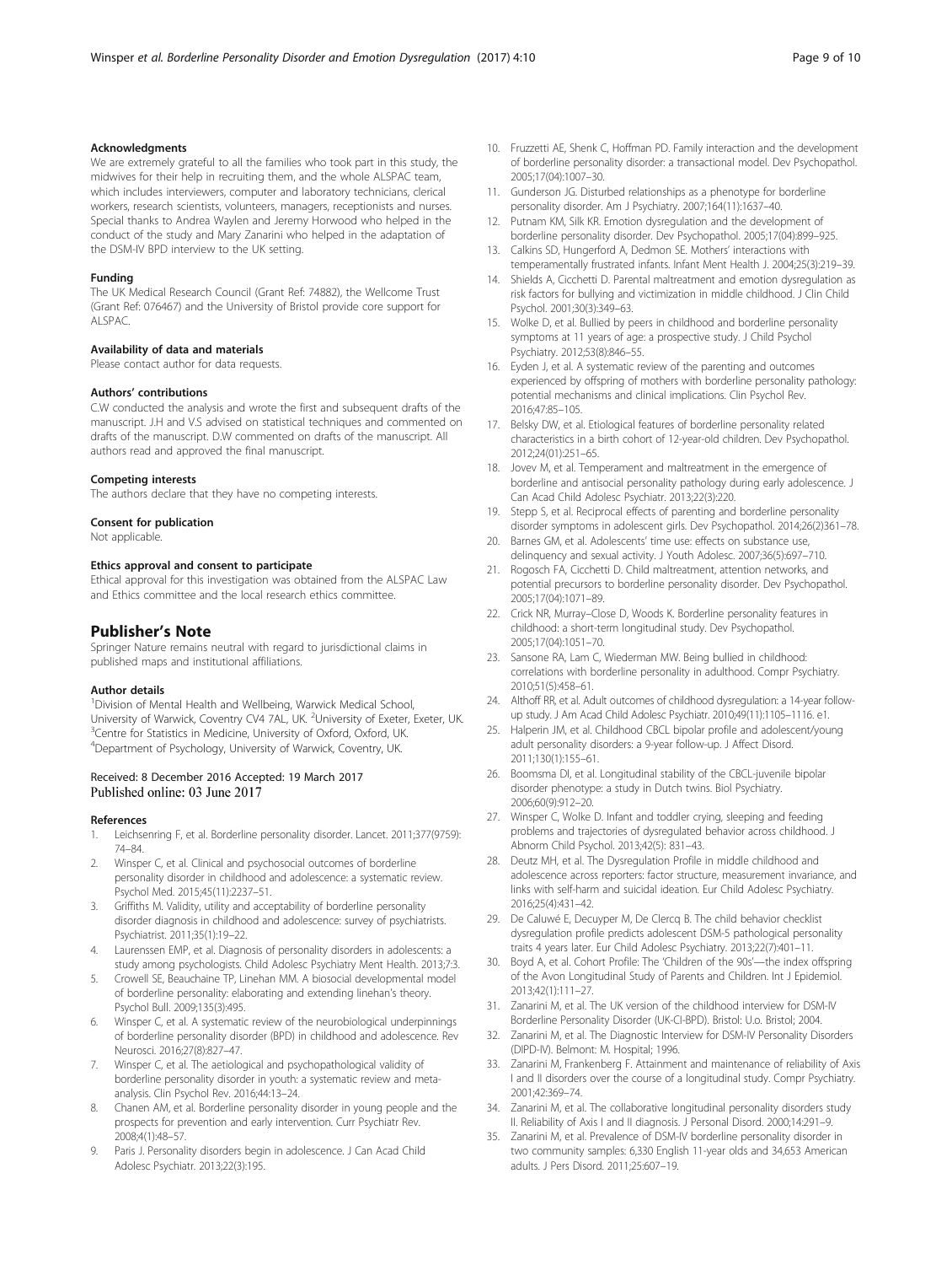#### Acknowledgments

We are extremely grateful to all the families who took part in this study, the midwives for their help in recruiting them, and the whole ALSPAC team, which includes interviewers, computer and laboratory technicians, clerical workers, research scientists, volunteers, managers, receptionists and nurses. Special thanks to Andrea Waylen and Jeremy Horwood who helped in the conduct of the study and Mary Zanarini who helped in the adaptation of the DSM-IV BPD interview to the UK setting.

#### Funding

The UK Medical Research Council (Grant Ref: 74882), the Wellcome Trust (Grant Ref: 076467) and the University of Bristol provide core support for ALSPAC.

#### Availability of data and materials

Please contact author for data requests.

#### Authors' contributions

C.W conducted the analysis and wrote the first and subsequent drafts of the manuscript. J.H and V.S advised on statistical techniques and commented on drafts of the manuscript. D.W commented on drafts of the manuscript. All authors read and approved the final manuscript.

#### Competing interests

The authors declare that they have no competing interests.

#### Consent for publication

Not applicable.

#### Ethics approval and consent to participate

Ethical approval for this investigation was obtained from the ALSPAC Law and Ethics committee and the local research ethics committee.

## Publisher's Note

Springer Nature remains neutral with regard to jurisdictional claims in published maps and institutional affiliations.

#### Author details

[1]Division of Mental Health and Wellbeing, Warwick Medical School, University of Warwick, Coventry CV4 7AL, UK. [2]University of Exeter, Exeter, UK. [3]Centre for Statistics in Medicine, University of Oxford, Oxford, UK. [4]Department of Psychology, University of Warwick, Coventry, UK.

Received: 8 December 2016 Accepted: 19 March 2017
Published online: 03 June 2017

#### References

1. Leichsenring F, et al. Borderline personality disorder. Lancet. 2011;377(9759): 74–84.
2. Winsper C, et al. Clinical and psychosocial outcomes of borderline personality disorder in childhood and adolescence: a systematic review. Psychol Med. 2015;45(11):2237–51.
3. Griffiths M. Validity, utility and acceptability of borderline personality disorder diagnosis in childhood and adolescence: survey of psychiatrists. Psychiatrist. 2011;35(1):19–22.
4. Laurenssen EMP, et al. Diagnosis of personality disorders in adolescents: a study among psychologists. Child Adolesc Psychiatry Ment Health. 2013;7:3.
5. Crowell SE, Beauchaine TP, Linehan MM. A biosocial developmental model of borderline personality: elaborating and extending linehan's theory. Psychol Bull. 2009;135(3):495.
6. Winsper C, et al. A systematic review of the neurobiological underpinnings of borderline personality disorder (BPD) in childhood and adolescence. Rev Neurosci. 2016;27(8):827–47.
7. Winsper C, et al. The aetiological and psychopathological validity of borderline personality disorder in youth: a systematic review and meta-analysis. Clin Psychol Rev. 2016;44:13–24.
8. Chanen AM, et al. Borderline personality disorder in young people and the prospects for prevention and early intervention. Curr Psychiatr Rev. 2008;4(1):48–57.
9. Paris J. Personality disorders begin in adolescence. J Can Acad Child Adolesc Psychiatr. 2013;22(3):195.
10. Fruzzetti AE, Shenk C, Hoffman PD. Family interaction and the development of borderline personality disorder: a transactional model. Dev Psychopathol. 2005;17(04):1007–30.
11. Gunderson JG. Disturbed relationships as a phenotype for borderline personality disorder. Am J Psychiatry. 2007;164(11):1637–40.
12. Putnam KM, Silk KR. Emotion dysregulation and the development of borderline personality disorder. Dev Psychopathol. 2005;17(04):899–925.
13. Calkins SD, Hungerford A, Dedmon SE. Mothers' interactions with temperamentally frustrated infants. Infant Ment Health J. 2004;25(3):219–39.
14. Shields A, Cicchetti D. Parental maltreatment and emotion dysregulation as risk factors for bullying and victimization in middle childhood. J Clin Child Psychol. 2001;30(3):349–63.
15. Wolke D, et al. Bullied by peers in childhood and borderline personality symptoms at 11 years of age: a prospective study. J Child Psychol Psychiatry. 2012;53(8):846–55.
16. Eyden J, et al. A systematic review of the parenting and outcomes experienced by offspring of mothers with borderline personality pathology: potential mechanisms and clinical implications. Clin Psychol Rev. 2016;47:85–105.
17. Belsky DW, et al. Etiological features of borderline personality related characteristics in a birth cohort of 12-year-old children. Dev Psychopathol. 2012;24(01):251–65.
18. Jovev M, et al. Temperament and maltreatment in the emergence of borderline and antisocial personality pathology during early adolescence. J Can Acad Child Adolesc Psychiatr. 2013;22(3):220.
19. Stepp S, et al. Reciprocal effects of parenting and borderline personality disorder symptoms in adolescent girls. Dev Psychopathol. 2014;26(2)361–78.
20. Barnes GM, et al. Adolescents' time use: effects on substance use, delinquency and sexual activity. J Youth Adolesc. 2007;36(5):697–710.
21. Rogosch FA, Cicchetti D. Child maltreatment, attention networks, and potential precursors to borderline personality disorder. Dev Psychopathol. 2005;17(04):1071–89.
22. Crick NR, Murray–Close D, Woods K. Borderline personality features in childhood: a short-term longitudinal study. Dev Psychopathol. 2005;17(04):1051–70.
23. Sansone RA, Lam C, Wiederman MW. Being bullied in childhood: correlations with borderline personality in adulthood. Compr Psychiatry. 2010;51(5):458–61.
24. Althoff RR, et al. Adult outcomes of childhood dysregulation: a 14-year follow-up study. J Am Acad Child Adolesc Psychiatr. 2010;49(11):1105–1116. e1.
25. Halperin JM, et al. Childhood CBCL bipolar profile and adolescent/young adult personality disorders: a 9-year follow-up. J Affect Disord. 2011;130(1):155–61.
26. Boomsma DI, et al. Longitudinal stability of the CBCL-juvenile bipolar disorder phenotype: a study in Dutch twins. Biol Psychiatry. 2006;60(9):912–20.
27. Winsper C, Wolke D. Infant and toddler crying, sleeping and feeding problems and trajectories of dysregulated behavior across childhood. J Abnorm Child Psychol. 2013;42(5): 831–43.
28. Deutz MH, et al. The Dysregulation Profile in middle childhood and adolescence across reporters: factor structure, measurement invariance, and links with self-harm and suicidal ideation. Eur Child Adolesc Psychiatry. 2016;25(4):431–42.
29. De Caluwé E, Decuyper M, De Clercq B. The child behavior checklist dysregulation profile predicts adolescent DSM-5 pathological personality traits 4 years later. Eur Child Adolesc Psychiatry. 2013;22(7):401–11.
30. Boyd A, et al. Cohort Profile: The 'Children of the 90s'—the index offspring of the Avon Longitudinal Study of Parents and Children. Int J Epidemiol. 2013;42(1):111–27.
31. Zanarini M, et al. The UK version of the childhood interview for DSM-IV Borderline Personality Disorder (UK-CI-BPD). Bristol: U.o. Bristol; 2004.
32. Zanarini M, et al. The Diagnostic Interview for DSM-IV Personality Disorders (DIPD-IV). Belmont: M. Hospital; 1996.
33. Zanarini M, Frankenberg F. Attainment and maintenance of reliability of Axis I and II disorders over the course of a longitudinal study. Compr Psychiatry. 2001;42:369–74.
34. Zanarini M, et al. The collaborative longitudinal personality disorders study II. Reliability of Axis I and II diagnosis. J Personal Disord. 2000;14:291–9.
35. Zanarini M, et al. Prevalence of DSM-IV borderline personality disorder in two community samples: 6,330 English 11-year olds and 34,653 American adults. J Pers Disord. 2011;25:607–19.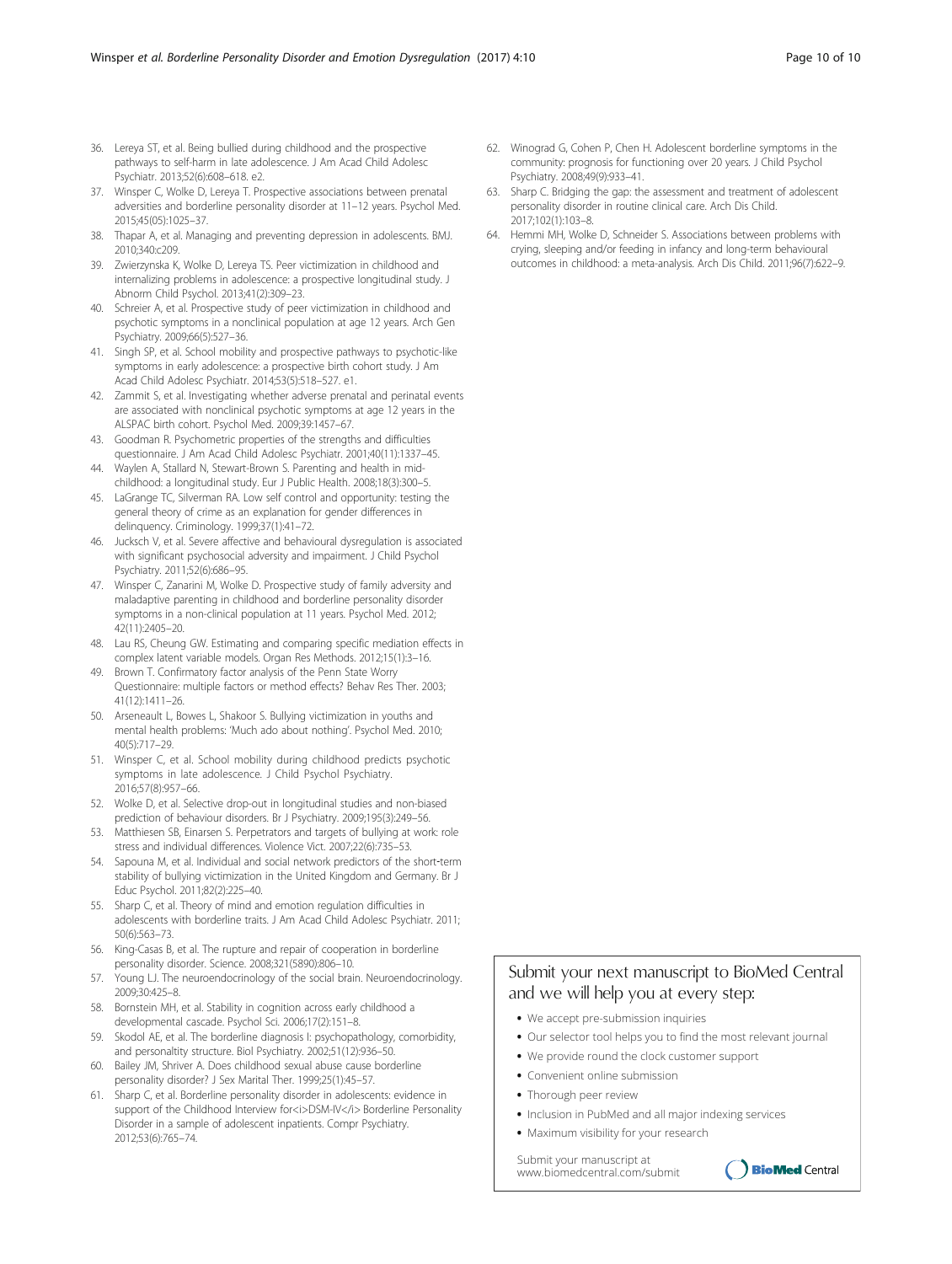36. Lereya ST, et al. Being bullied during childhood and the prospective pathways to self-harm in late adolescence. J Am Acad Child Adolesc Psychiatr. 2013;52(6):608–618. e2.
37. Winsper C, Wolke D, Lereya T. Prospective associations between prenatal adversities and borderline personality disorder at 11–12 years. Psychol Med. 2015;45(05):1025–37.
38. Thapar A, et al. Managing and preventing depression in adolescents. BMJ. 2010;340:c209.
39. Zwierzynska K, Wolke D, Lereya TS. Peer victimization in childhood and internalizing problems in adolescence: a prospective longitudinal study. J Abnorm Child Psychol. 2013;41(2):309–23.
40. Schreier A, et al. Prospective study of peer victimization in childhood and psychotic symptoms in a nonclinical population at age 12 years. Arch Gen Psychiatry. 2009;66(5):527–36.
41. Singh SP, et al. School mobility and prospective pathways to psychotic-like symptoms in early adolescence: a prospective birth cohort study. J Am Acad Child Adolesc Psychiatr. 2014;53(5):518–527. e1.
42. Zammit S, et al. Investigating whether adverse prenatal and perinatal events are associated with nonclinical psychotic symptoms at age 12 years in the ALSPAC birth cohort. Psychol Med. 2009;39:1457–67.
43. Goodman R. Psychometric properties of the strengths and difficulties questionnaire. J Am Acad Child Adolesc Psychiatr. 2001;40(11):1337–45.
44. Waylen A, Stallard N, Stewart-Brown S. Parenting and health in mid-childhood: a longitudinal study. Eur J Public Health. 2008;18(3):300–5.
45. LaGrange TC, Silverman RA. Low self control and opportunity: testing the general theory of crime as an explanation for gender differences in delinquency. Criminology. 1999;37(1):41–72.
46. Jucksch V, et al. Severe affective and behavioural dysregulation is associated with significant psychosocial adversity and impairment. J Child Psychol Psychiatry. 2011;52(6):686–95.
47. Winsper C, Zanarini M, Wolke D. Prospective study of family adversity and maladaptive parenting in childhood and borderline personality disorder symptoms in a non-clinical population at 11 years. Psychol Med. 2012;42(11):2405–20.
48. Lau RS, Cheung GW. Estimating and comparing specific mediation effects in complex latent variable models. Organ Res Methods. 2012;15(1):3–16.
49. Brown T. Confirmatory factor analysis of the Penn State Worry Questionnaire: multiple factors or method effects? Behav Res Ther. 2003;41(12):1411–26.
50. Arseneault L, Bowes L, Shakoor S. Bullying victimization in youths and mental health problems: 'Much ado about nothing'. Psychol Med. 2010;40(5):717–29.
51. Winsper C, et al. School mobility during childhood predicts psychotic symptoms in late adolescence. J Child Psychol Psychiatry. 2016;57(8):957–66.
52. Wolke D, et al. Selective drop-out in longitudinal studies and non-biased prediction of behaviour disorders. Br J Psychiatry. 2009;195(3):249–56.
53. Matthiesen SB, Einarsen S. Perpetrators and targets of bullying at work: role stress and individual differences. Violence Vict. 2007;22(6):735–53.
54. Sapouna M, et al. Individual and social network predictors of the short-term stability of bullying victimization in the United Kingdom and Germany. Br J Educ Psychol. 2011;82(2):225–40.
55. Sharp C, et al. Theory of mind and emotion regulation difficulties in adolescents with borderline traits. J Am Acad Child Adolesc Psychiatr. 2011;50(6):563–73.
56. King-Casas B, et al. The rupture and repair of cooperation in borderline personality disorder. Science. 2008;321(5890):806–10.
57. Young LJ. The neuroendocrinology of the social brain. Neuroendocrinology. 2009;30:425–8.
58. Bornstein MH, et al. Stability in cognition across early childhood a developmental cascade. Psychol Sci. 2006;17(2):151–8.
59. Skodol AE, et al. The borderline diagnosis I: psychopathology, comorbidity, and personaltity structure. Biol Psychiatry. 2002;51(12):936–50.
60. Bailey JM, Shriver A. Does childhood sexual abuse cause borderline personality disorder? J Sex Marital Ther. 1999;25(1):45–57.
61. Sharp C, et al. Borderline personality disorder in adolescents: evidence in support of the Childhood Interview for<i>DSM-IV</i> Borderline Personality Disorder in a sample of adolescent inpatients. Compr Psychiatry. 2012;53(6):765–74.
62. Winograd G, Cohen P, Chen H. Adolescent borderline symptoms in the community: prognosis for functioning over 20 years. J Child Psychol Psychiatry. 2008;49(9):933–41.
63. Sharp C. Bridging the gap: the assessment and treatment of adolescent personality disorder in routine clinical care. Arch Dis Child. 2017;102(1):103–8.
64. Hemmi MH, Wolke D, Schneider S. Associations between problems with crying, sleeping and/or feeding in infancy and long-term behavioural outcomes in childhood: a meta-analysis. Arch Dis Child. 2011;96(7):622–9.

Submit your next manuscript to BioMed Central and we will help you at every step:

- We accept pre-submission inquiries
- Our selector tool helps you to find the most relevant journal
- We provide round the clock customer support
- Convenient online submission
- Thorough peer review
- Inclusion in PubMed and all major indexing services
- Maximum visibility for your research

Submit your manuscript at
www.biomedcentral.com/submit

BioMed Central